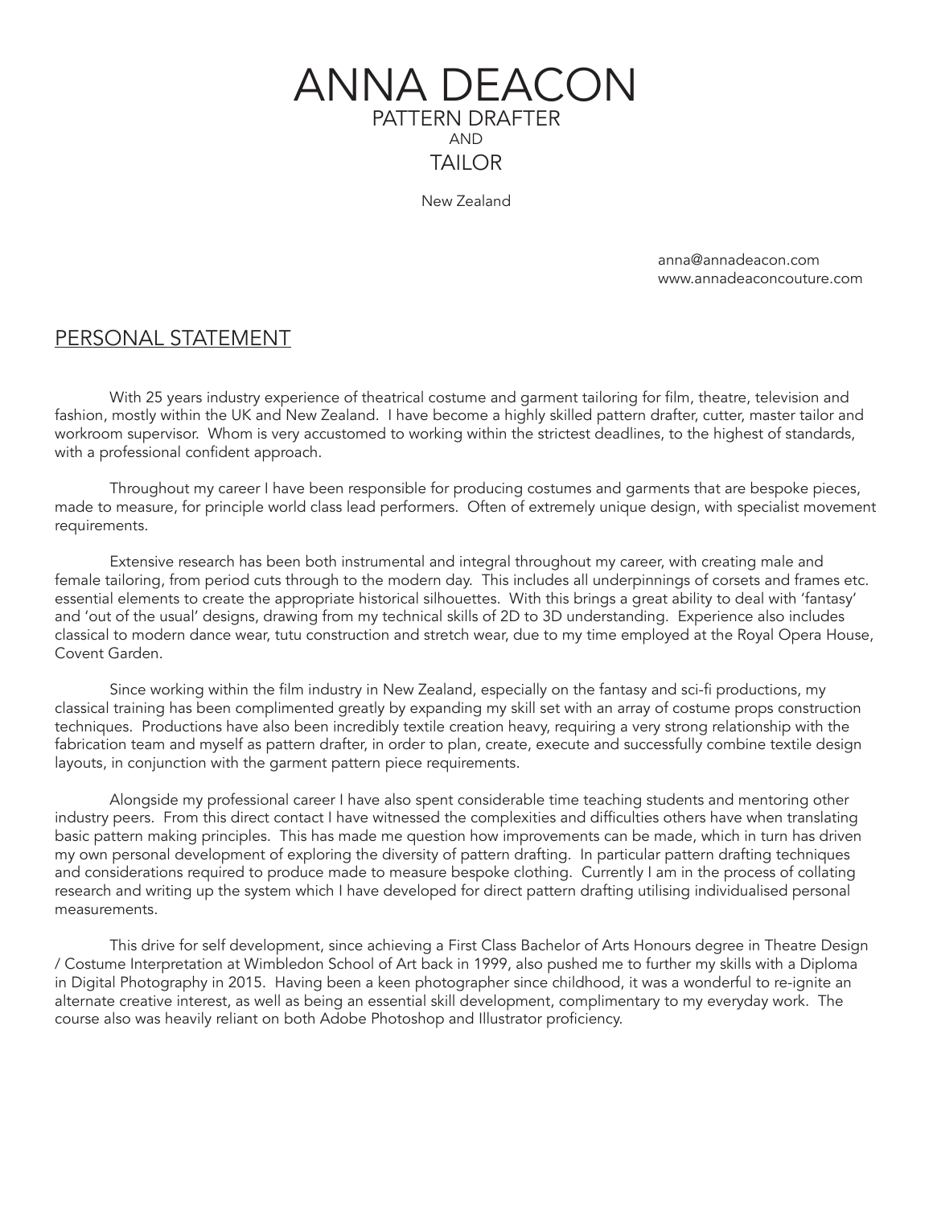# ANNA DEACON

PATTERN DRAFTER

AND

TAILOR

New Zealand

anna@annadeacon.com
www.annadeaconcouture.com

## PERSONAL STATEMENT

With 25 years industry experience of theatrical costume and garment tailoring for film, theatre, television and fashion, mostly within the UK and New Zealand. I have become a highly skilled pattern drafter, cutter, master tailor and workroom supervisor. Whom is very accustomed to working within the strictest deadlines, to the highest of standards, with a professional confident approach.

Throughout my career I have been responsible for producing costumes and garments that are bespoke pieces, made to measure, for principle world class lead performers. Often of extremely unique design, with specialist movement requirements.

Extensive research has been both instrumental and integral throughout my career, with creating male and female tailoring, from period cuts through to the modern day. This includes all underpinnings of corsets and frames etc. essential elements to create the appropriate historical silhouettes. With this brings a great ability to deal with 'fantasy' and 'out of the usual' designs, drawing from my technical skills of 2D to 3D understanding. Experience also includes classical to modern dance wear, tutu construction and stretch wear, due to my time employed at the Royal Opera House, Covent Garden.

Since working within the film industry in New Zealand, especially on the fantasy and sci-fi productions, my classical training has been complimented greatly by expanding my skill set with an array of costume props construction techniques. Productions have also been incredibly textile creation heavy, requiring a very strong relationship with the fabrication team and myself as pattern drafter, in order to plan, create, execute and successfully combine textile design layouts, in conjunction with the garment pattern piece requirements.

Alongside my professional career I have also spent considerable time teaching students and mentoring other industry peers. From this direct contact I have witnessed the complexities and difficulties others have when translating basic pattern making principles. This has made me question how improvements can be made, which in turn has driven my own personal development of exploring the diversity of pattern drafting. In particular pattern drafting techniques and considerations required to produce made to measure bespoke clothing. Currently I am in the process of collating research and writing up the system which I have developed for direct pattern drafting utilising individualised personal measurements.

This drive for self development, since achieving a First Class Bachelor of Arts Honours degree in Theatre Design / Costume Interpretation at Wimbledon School of Art back in 1999, also pushed me to further my skills with a Diploma in Digital Photography in 2015. Having been a keen photographer since childhood, it was a wonderful to re-ignite an alternate creative interest, as well as being an essential skill development, complimentary to my everyday work. The course also was heavily reliant on both Adobe Photoshop and Illustrator proficiency.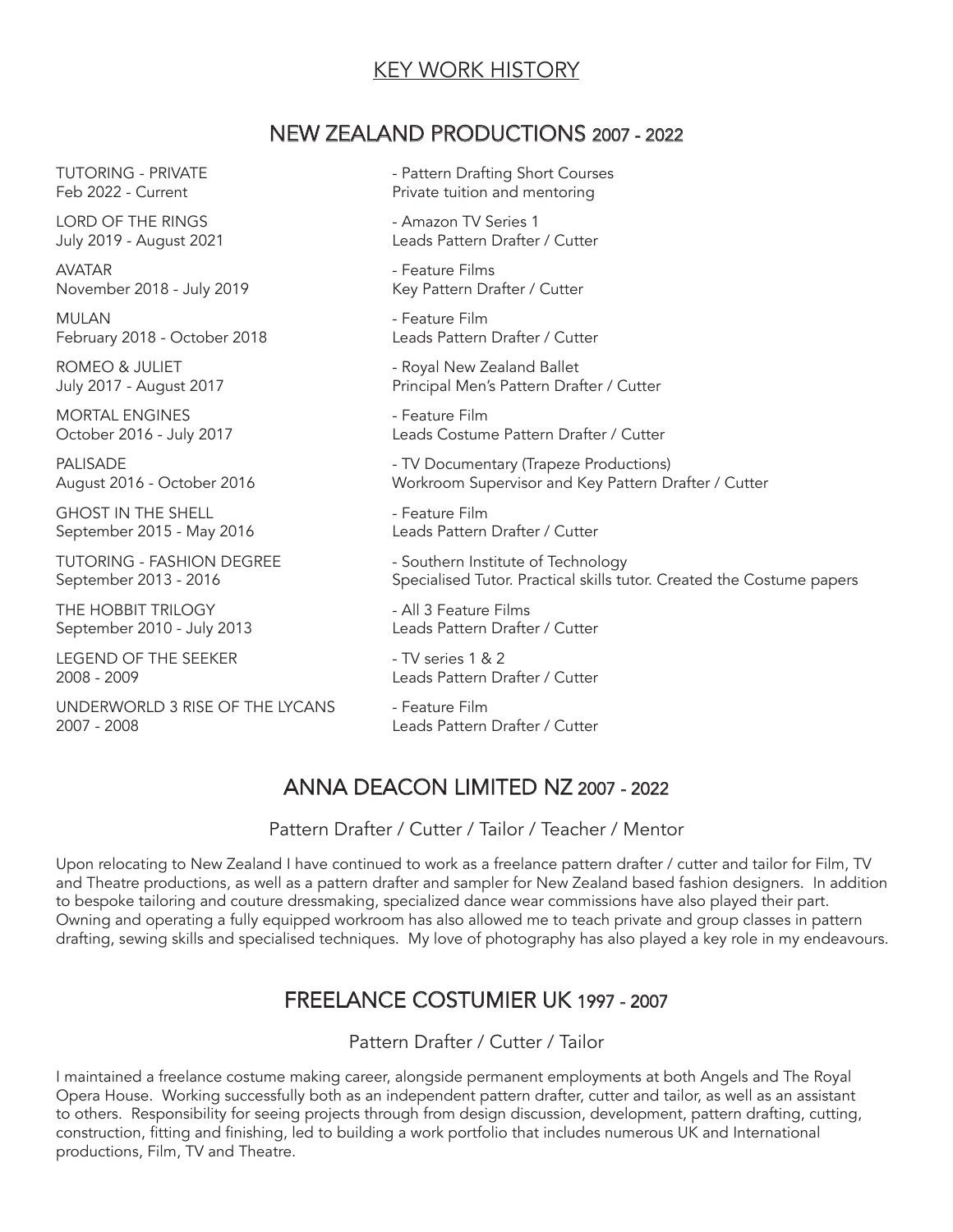# KEY WORK HISTORY

## NEW ZEALAND PRODUCTIONS 2007 - 2022

TUTORING - PRIVATE
Feb 2022 - Current
- Pattern Drafting Short Courses
Private tuition and mentoring

LORD OF THE RINGS
July 2019 - August 2021
- Amazon TV Series 1
Leads Pattern Drafter / Cutter

AVATAR
November 2018 - July 2019
- Feature Films
Key Pattern Drafter / Cutter

MULAN
February 2018 - October 2018
- Feature Film
Leads Pattern Drafter / Cutter

ROMEO & JULIET
July 2017 - August 2017
- Royal New Zealand Ballet
Principal Men's Pattern Drafter / Cutter

MORTAL ENGINES
October 2016 - July 2017
- Feature Film
Leads Costume Pattern Drafter / Cutter

PALISADE
August 2016 - October 2016
- TV Documentary (Trapeze Productions)
Workroom Supervisor and Key Pattern Drafter / Cutter

GHOST IN THE SHELL
September 2015 - May 2016
- Feature Film
Leads Pattern Drafter / Cutter

TUTORING - FASHION DEGREE
September 2013 - 2016
- Southern Institute of Technology
Specialised Tutor. Practical skills tutor. Created the Costume papers

THE HOBBIT TRILOGY
September 2010 - July 2013
- All 3 Feature Films
Leads Pattern Drafter / Cutter

LEGEND OF THE SEEKER
2008 - 2009
- TV series 1 & 2
Leads Pattern Drafter / Cutter

UNDERWORLD 3 RISE OF THE LYCANS
2007 - 2008
- Feature Film
Leads Pattern Drafter / Cutter

## ANNA DEACON LIMITED NZ 2007 - 2022

Pattern Drafter / Cutter / Tailor / Teacher / Mentor

Upon relocating to New Zealand I have continued to work as a freelance pattern drafter / cutter and tailor for Film, TV and Theatre productions, as well as a pattern drafter and sampler for New Zealand based fashion designers. In addition to bespoke tailoring and couture dressmaking, specialized dance wear commissions have also played their part. Owning and operating a fully equipped workroom has also allowed me to teach private and group classes in pattern drafting, sewing skills and specialised techniques. My love of photography has also played a key role in my endeavours.

## FREELANCE COSTUMIER UK 1997 - 2007

Pattern Drafter / Cutter / Tailor

I maintained a freelance costume making career, alongside permanent employments at both Angels and The Royal Opera House. Working successfully both as an independent pattern drafter, cutter and tailor, as well as an assistant to others. Responsibility for seeing projects through from design discussion, development, pattern drafting, cutting, construction, fitting and finishing, led to building a work portfolio that includes numerous UK and International productions, Film, TV and Theatre.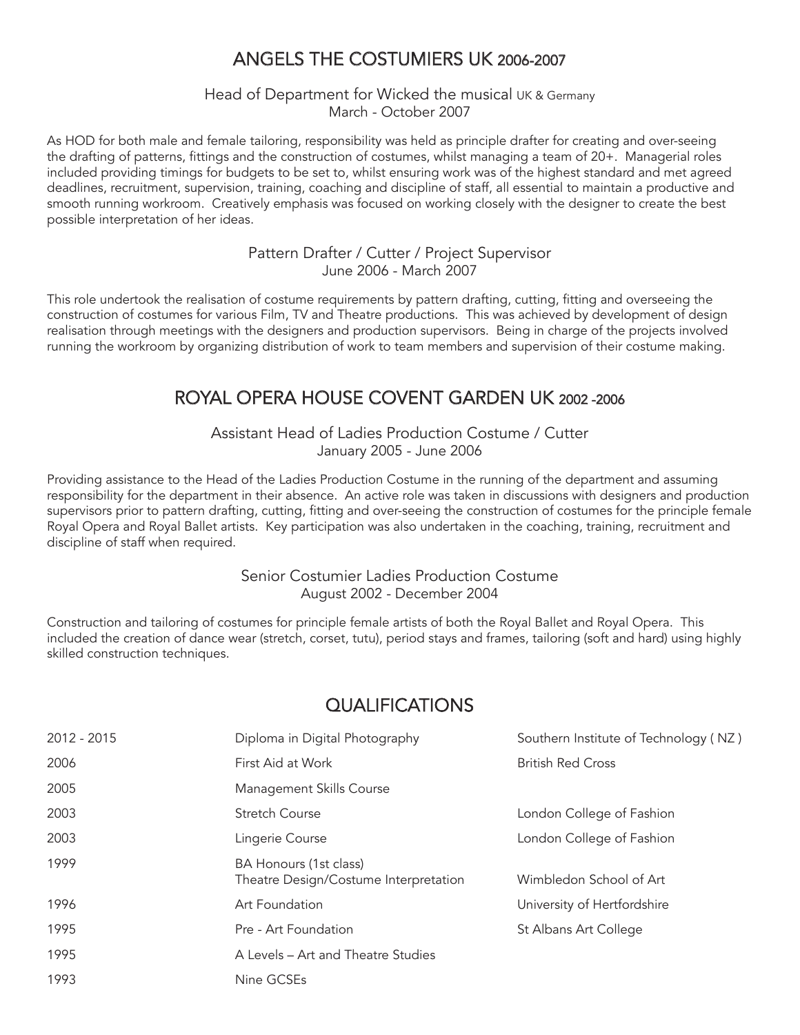## ANGELS THE COSTUMIERS UK 2006-2007

### Head of Department for Wicked the musical UK & Germany
March - October 2007

As HOD for both male and female tailoring, responsibility was held as principle drafter for creating and over-seeing the drafting of patterns, fittings and the construction of costumes, whilst managing a team of 20+. Managerial roles included providing timings for budgets to be set to, whilst ensuring work was of the highest standard and met agreed deadlines, recruitment, supervision, training, coaching and discipline of staff, all essential to maintain a productive and smooth running workroom. Creatively emphasis was focused on working closely with the designer to create the best possible interpretation of her ideas.

### Pattern Drafter / Cutter / Project Supervisor
June 2006 - March 2007

This role undertook the realisation of costume requirements by pattern drafting, cutting, fitting and overseeing the construction of costumes for various Film, TV and Theatre productions. This was achieved by development of design realisation through meetings with the designers and production supervisors. Being in charge of the projects involved running the workroom by organizing distribution of work to team members and supervision of their costume making.

## ROYAL OPERA HOUSE COVENT GARDEN UK 2002 -2006

### Assistant Head of Ladies Production Costume / Cutter
January 2005 - June 2006

Providing assistance to the Head of the Ladies Production Costume in the running of the department and assuming responsibility for the department in their absence. An active role was taken in discussions with designers and production supervisors prior to pattern drafting, cutting, fitting and over-seeing the construction of costumes for the principle female Royal Opera and Royal Ballet artists. Key participation was also undertaken in the coaching, training, recruitment and discipline of staff when required.

### Senior Costumier Ladies Production Costume
August 2002 - December 2004

Construction and tailoring of costumes for principle female artists of both the Royal Ballet and Royal Opera. This included the creation of dance wear (stretch, corset, tutu), period stays and frames, tailoring (soft and hard) using highly skilled construction techniques.

## QUALIFICATIONS

| Year | Qualification | Institution |
|---|---|---|
| 2012 - 2015 | Diploma in Digital Photography | Southern Institute of Technology ( NZ ) |
| 2006 | First Aid at Work | British Red Cross |
| 2005 | Management Skills Course | |
| 2003 | Stretch Course | London College of Fashion |
| 2003 | Lingerie Course | London College of Fashion |
| 1999 | BA Honours (1st class) Theatre Design/Costume Interpretation | Wimbledon School of Art |
| 1996 | Art Foundation | University of Hertfordshire |
| 1995 | Pre - Art Foundation | St Albans Art College |
| 1995 | A Levels – Art and Theatre Studies | |
| 1993 | Nine GCSEs | |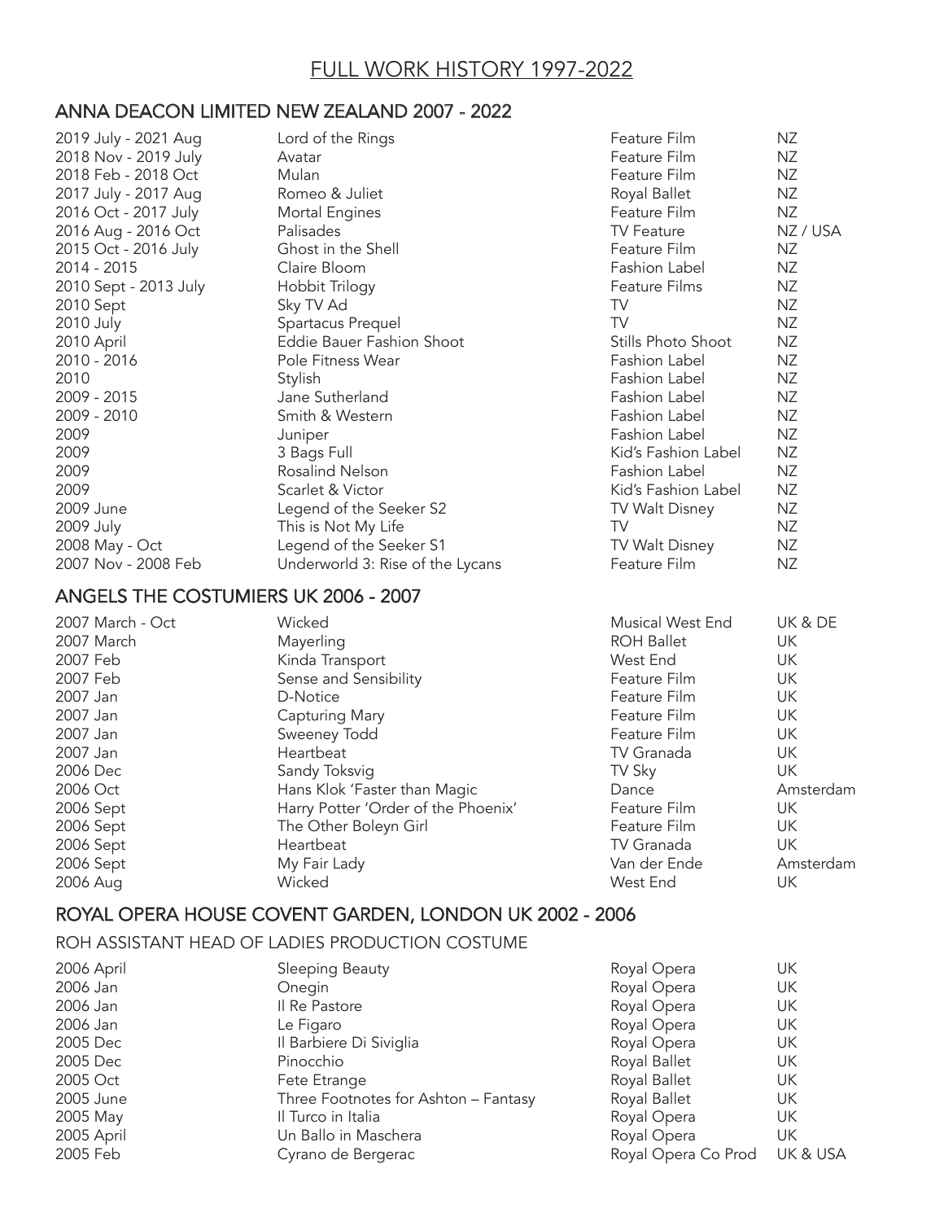# FULL WORK HISTORY 1997-2022

## ANNA DEACON LIMITED NEW ZEALAND 2007 - 2022

| | | | |
|---|---|---|---|
| 2019 July - 2021 Aug | Lord of the Rings | Feature Film | NZ |
| 2018 Nov - 2019 July | Avatar | Feature Film | NZ |
| 2018 Feb - 2018 Oct | Mulan | Feature Film | NZ |
| 2017 July - 2017 Aug | Romeo & Juliet | Royal Ballet | NZ |
| 2016 Oct - 2017 July | Mortal Engines | Feature Film | NZ |
| 2016 Aug - 2016 Oct | Palisades | TV Feature | NZ / USA |
| 2015 Oct - 2016 July | Ghost in the Shell | Feature Film | NZ |
| 2014 - 2015 | Claire Bloom | Fashion Label | NZ |
| 2010 Sept - 2013 July | Hobbit Trilogy | Feature Films | NZ |
| 2010 Sept | Sky TV Ad | TV | NZ |
| 2010 July | Spartacus Prequel | TV | NZ |
| 2010 April | Eddie Bauer Fashion Shoot | Stills Photo Shoot | NZ |
| 2010 - 2016 | Pole Fitness Wear | Fashion Label | NZ |
| 2010 | Stylish | Fashion Label | NZ |
| 2009 - 2015 | Jane Sutherland | Fashion Label | NZ |
| 2009 - 2010 | Smith & Western | Fashion Label | NZ |
| 2009 | Juniper | Fashion Label | NZ |
| 2009 | 3 Bags Full | Kid's Fashion Label | NZ |
| 2009 | Rosalind Nelson | Fashion Label | NZ |
| 2009 | Scarlet & Victor | Kid's Fashion Label | NZ |
| 2009 June | Legend of the Seeker S2 | TV Walt Disney | NZ |
| 2009 July | This is Not My Life | TV | NZ |
| 2008 May - Oct | Legend of the Seeker S1 | TV Walt Disney | NZ |
| 2007 Nov - 2008 Feb | Underworld 3: Rise of the Lycans | Feature Film | NZ |

## ANGELS THE COSTUMIERS UK 2006 - 2007

| | | | |
|---|---|---|---|
| 2007 March - Oct | Wicked | Musical West End | UK & DE |
| 2007 March | Mayerling | ROH Ballet | UK |
| 2007 Feb | Kinda Transport | West End | UK |
| 2007 Feb | Sense and Sensibility | Feature Film | UK |
| 2007 Jan | D-Notice | Feature Film | UK |
| 2007 Jan | Capturing Mary | Feature Film | UK |
| 2007 Jan | Sweeney Todd | Feature Film | UK |
| 2007 Jan | Heartbeat | TV Granada | UK |
| 2006 Dec | Sandy Toksvig | TV Sky | UK |
| 2006 Oct | Hans Klok 'Faster than Magic | Dance | Amsterdam |
| 2006 Sept | Harry Potter 'Order of the Phoenix' | Feature Film | UK |
| 2006 Sept | The Other Boleyn Girl | Feature Film | UK |
| 2006 Sept | Heartbeat | TV Granada | UK |
| 2006 Sept | My Fair Lady | Van der Ende | Amsterdam |
| 2006 Aug | Wicked | West End | UK |

## ROYAL OPERA HOUSE COVENT GARDEN, LONDON UK 2002 - 2006

### ROH ASSISTANT HEAD OF LADIES PRODUCTION COSTUME

| | | | |
|---|---|---|---|
| 2006 April | Sleeping Beauty | Royal Opera | UK |
| 2006 Jan | Onegin | Royal Opera | UK |
| 2006 Jan | Il Re Pastore | Royal Opera | UK |
| 2006 Jan | Le Figaro | Royal Opera | UK |
| 2005 Dec | Il Barbiere Di Siviglia | Royal Opera | UK |
| 2005 Dec | Pinocchio | Royal Ballet | UK |
| 2005 Oct | Fete Etrange | Royal Ballet | UK |
| 2005 June | Three Footnotes for Ashton – Fantasy | Royal Ballet | UK |
| 2005 May | Il Turco in Italia | Royal Opera | UK |
| 2005 April | Un Ballo in Maschera | Royal Opera | UK |
| 2005 Feb | Cyrano de Bergerac | Royal Opera Co Prod | UK & USA |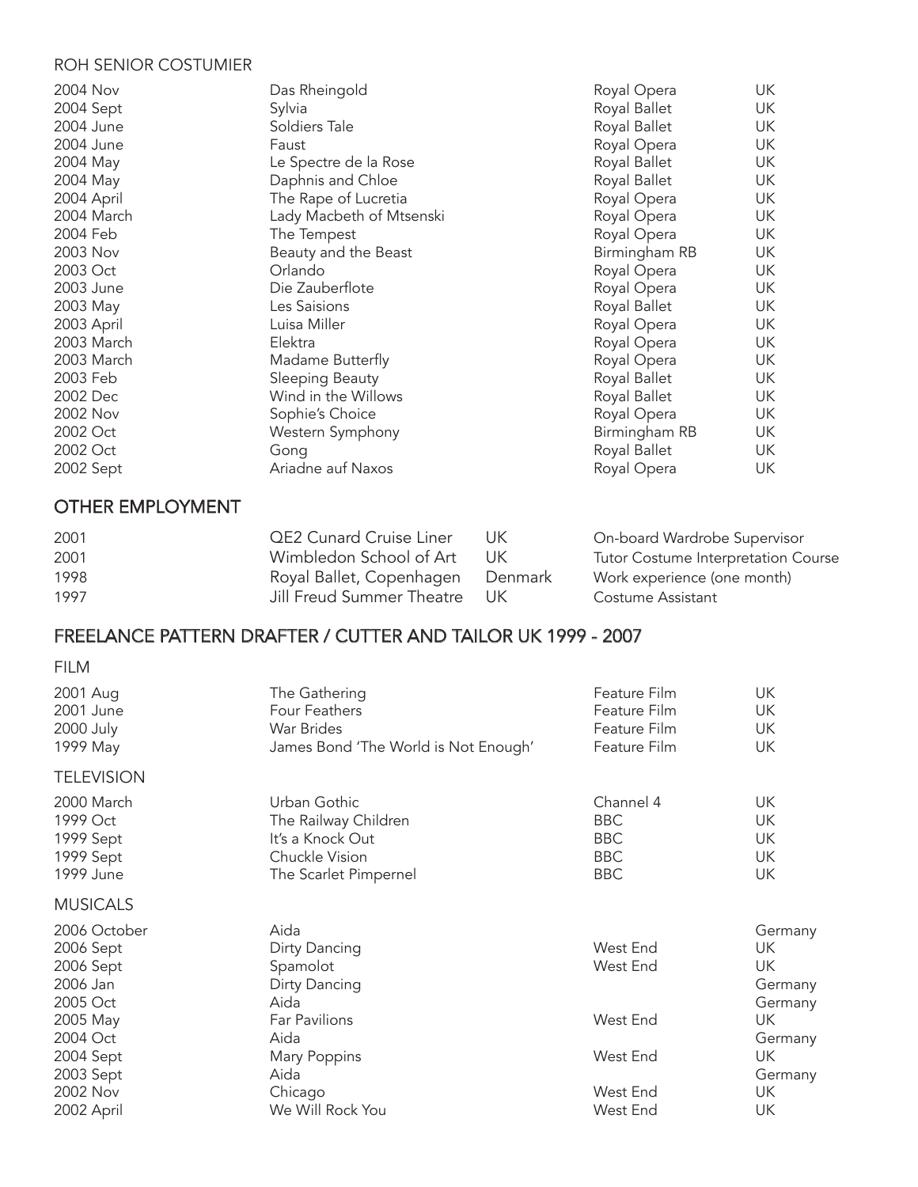## ROH SENIOR COSTUMIER

| | | | |
|---|---|---|---|
| 2004 Nov | Das Rheingold | Royal Opera | UK |
| 2004 Sept | Sylvia | Royal Ballet | UK |
| 2004 June | Soldiers Tale | Royal Ballet | UK |
| 2004 June | Faust | Royal Opera | UK |
| 2004 May | Le Spectre de la Rose | Royal Ballet | UK |
| 2004 May | Daphnis and Chloe | Royal Ballet | UK |
| 2004 April | The Rape of Lucretia | Royal Opera | UK |
| 2004 March | Lady Macbeth of Mtsenski | Royal Opera | UK |
| 2004 Feb | The Tempest | Royal Opera | UK |
| 2003 Nov | Beauty and the Beast | Birmingham RB | UK |
| 2003 Oct | Orlando | Royal Opera | UK |
| 2003 June | Die Zauberflote | Royal Opera | UK |
| 2003 May | Les Saisions | Royal Ballet | UK |
| 2003 April | Luisa Miller | Royal Opera | UK |
| 2003 March | Elektra | Royal Opera | UK |
| 2003 March | Madame Butterfly | Royal Opera | UK |
| 2003 Feb | Sleeping Beauty | Royal Ballet | UK |
| 2002 Dec | Wind in the Willows | Royal Ballet | UK |
| 2002 Nov | Sophie's Choice | Royal Opera | UK |
| 2002 Oct | Western Symphony | Birmingham RB | UK |
| 2002 Oct | Gong | Royal Ballet | UK |
| 2002 Sept | Ariadne auf Naxos | Royal Opera | UK |

## OTHER EMPLOYMENT

| | | | |
|---|---|---|---|
| 2001 | QE2 Cunard Cruise Liner | UK | On-board Wardrobe Supervisor |
| 2001 | Wimbledon School of Art | UK | Tutor Costume Interpretation Course |
| 1998 | Royal Ballet, Copenhagen | Denmark | Work experience (one month) |
| 1997 | Jill Freud Summer Theatre | UK | Costume Assistant |

## FREELANCE PATTERN DRAFTER / CUTTER AND TAILOR UK 1999 - 2007

### FILM

| | | | |
|---|---|---|---|
| 2001 Aug | The Gathering | Feature Film | UK |
| 2001 June | Four Feathers | Feature Film | UK |
| 2000 July | War Brides | Feature Film | UK |
| 1999 May | James Bond 'The World is Not Enough' | Feature Film | UK |

### TELEVISION

| | | | |
|---|---|---|---|
| 2000 March | Urban Gothic | Channel 4 | UK |
| 1999 Oct | The Railway Children | BBC | UK |
| 1999 Sept | It's a Knock Out | BBC | UK |
| 1999 Sept | Chuckle Vision | BBC | UK |
| 1999 June | The Scarlet Pimpernel | BBC | UK |

### MUSICALS

| | | | |
|---|---|---|---|
| 2006 October | Aida | | Germany |
| 2006 Sept | Dirty Dancing | West End | UK |
| 2006 Sept | Spamolot | West End | UK |
| 2006 Jan | Dirty Dancing | | Germany |
| 2005 Oct | Aida | | Germany |
| 2005 May | Far Pavilions | West End | UK |
| 2004 Oct | Aida | | Germany |
| 2004 Sept | Mary Poppins | West End | UK |
| 2003 Sept | Aida | | Germany |
| 2002 Nov | Chicago | West End | UK |
| 2002 April | We Will Rock You | West End | UK |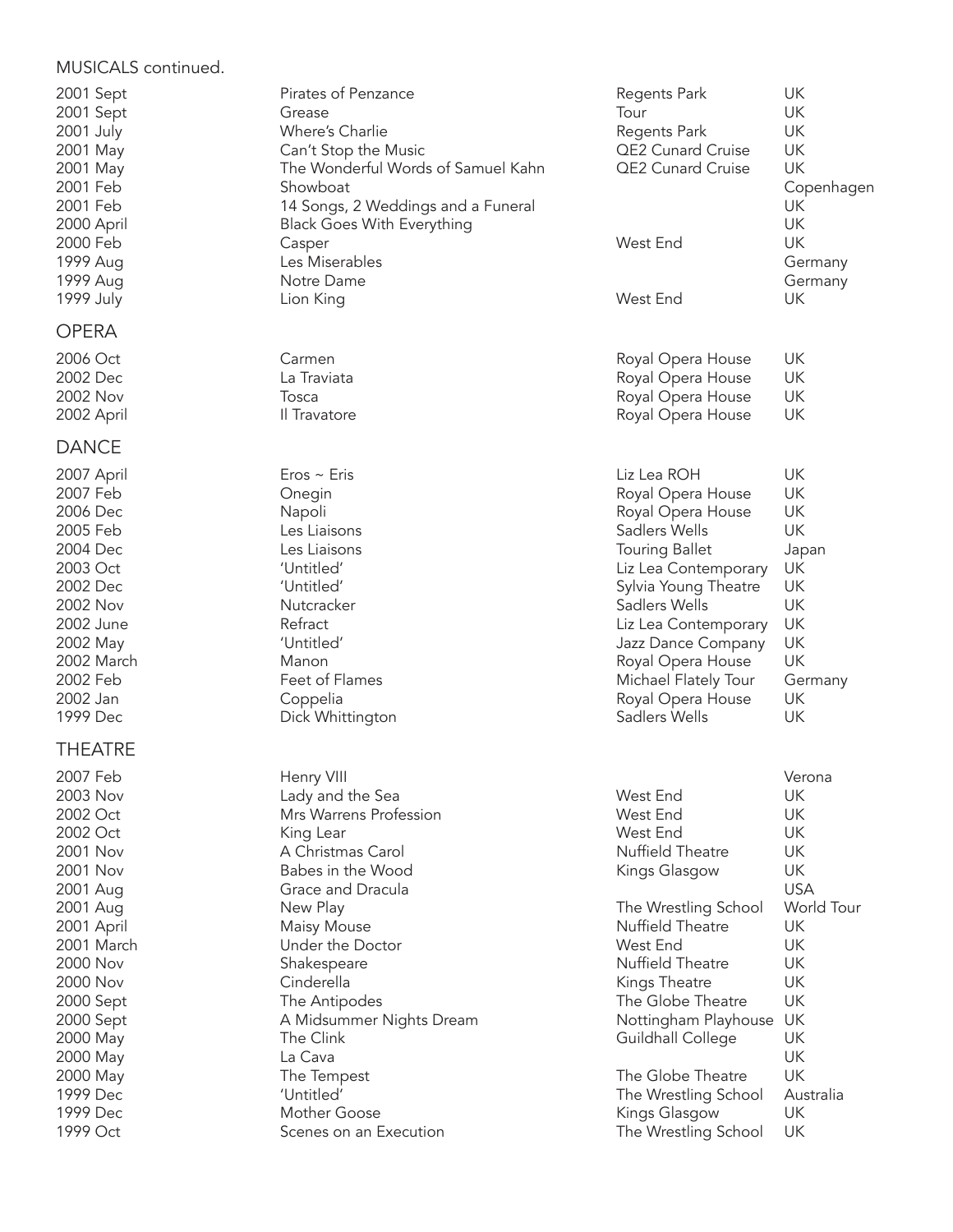MUSICALS continued.

| | | | |
|---|---|---|---|
| 2001 Sept | Pirates of Penzance | Regents Park | UK |
| 2001 Sept | Grease | Tour | UK |
| 2001 July | Where's Charlie | Regents Park | UK |
| 2001 May | Can't Stop the Music | QE2 Cunard Cruise | UK |
| 2001 May | The Wonderful Words of Samuel Kahn | QE2 Cunard Cruise | UK |
| 2001 Feb | Showboat | | Copenhagen |
| 2001 Feb | 14 Songs, 2 Weddings and a Funeral | | UK |
| 2000 April | Black Goes With Everything | | UK |
| 2000 Feb | Casper | West End | UK |
| 1999 Aug | Les Miserables | | Germany |
| 1999 Aug | Notre Dame | | Germany |
| 1999 July | Lion King | West End | UK |

## OPERA

| | | | |
|---|---|---|---|
| 2006 Oct | Carmen | Royal Opera House | UK |
| 2002 Dec | La Traviata | Royal Opera House | UK |
| 2002 Nov | Tosca | Royal Opera House | UK |
| 2002 April | Il Travatore | Royal Opera House | UK |

## DANCE

| | | | |
|---|---|---|---|
| 2007 April | Eros ~ Eris | Liz Lea ROH | UK |
| 2007 Feb | Onegin | Royal Opera House | UK |
| 2006 Dec | Napoli | Royal Opera House | UK |
| 2005 Feb | Les Liaisons | Sadlers Wells | UK |
| 2004 Dec | Les Liaisons | Touring Ballet | Japan |
| 2003 Oct | 'Untitled' | Liz Lea Contemporary | UK |
| 2002 Dec | 'Untitled' | Sylvia Young Theatre | UK |
| 2002 Nov | Nutcracker | Sadlers Wells | UK |
| 2002 June | Refract | Liz Lea Contemporary | UK |
| 2002 May | 'Untitled' | Jazz Dance Company | UK |
| 2002 March | Manon | Royal Opera House | UK |
| 2002 Feb | Feet of Flames | Michael Flately Tour | Germany |
| 2002 Jan | Coppelia | Royal Opera House | UK |
| 1999 Dec | Dick Whittington | Sadlers Wells | UK |

## THEATRE

| | | | |
|---|---|---|---|
| 2007 Feb | Henry VIII | | Verona |
| 2003 Nov | Lady and the Sea | West End | UK |
| 2002 Oct | Mrs Warrens Profession | West End | UK |
| 2002 Oct | King Lear | West End | UK |
| 2001 Nov | A Christmas Carol | Nuffield Theatre | UK |
| 2001 Nov | Babes in the Wood | Kings Glasgow | UK |
| 2001 Aug | Grace and Dracula | | USA |
| 2001 Aug | New Play | The Wrestling School | World Tour |
| 2001 April | Maisy Mouse | Nuffield Theatre | UK |
| 2001 March | Under the Doctor | West End | UK |
| 2000 Nov | Shakespeare | Nuffield Theatre | UK |
| 2000 Nov | Cinderella | Kings Theatre | UK |
| 2000 Sept | The Antipodes | The Globe Theatre | UK |
| 2000 Sept | A Midsummer Nights Dream | Nottingham Playhouse | UK |
| 2000 May | The Clink | Guildhall College | UK |
| 2000 May | La Cava | | UK |
| 2000 May | The Tempest | The Globe Theatre | UK |
| 1999 Dec | 'Untitled' | The Wrestling School | Australia |
| 1999 Dec | Mother Goose | Kings Glasgow | UK |
| 1999 Oct | Scenes on an Execution | The Wrestling School | UK |